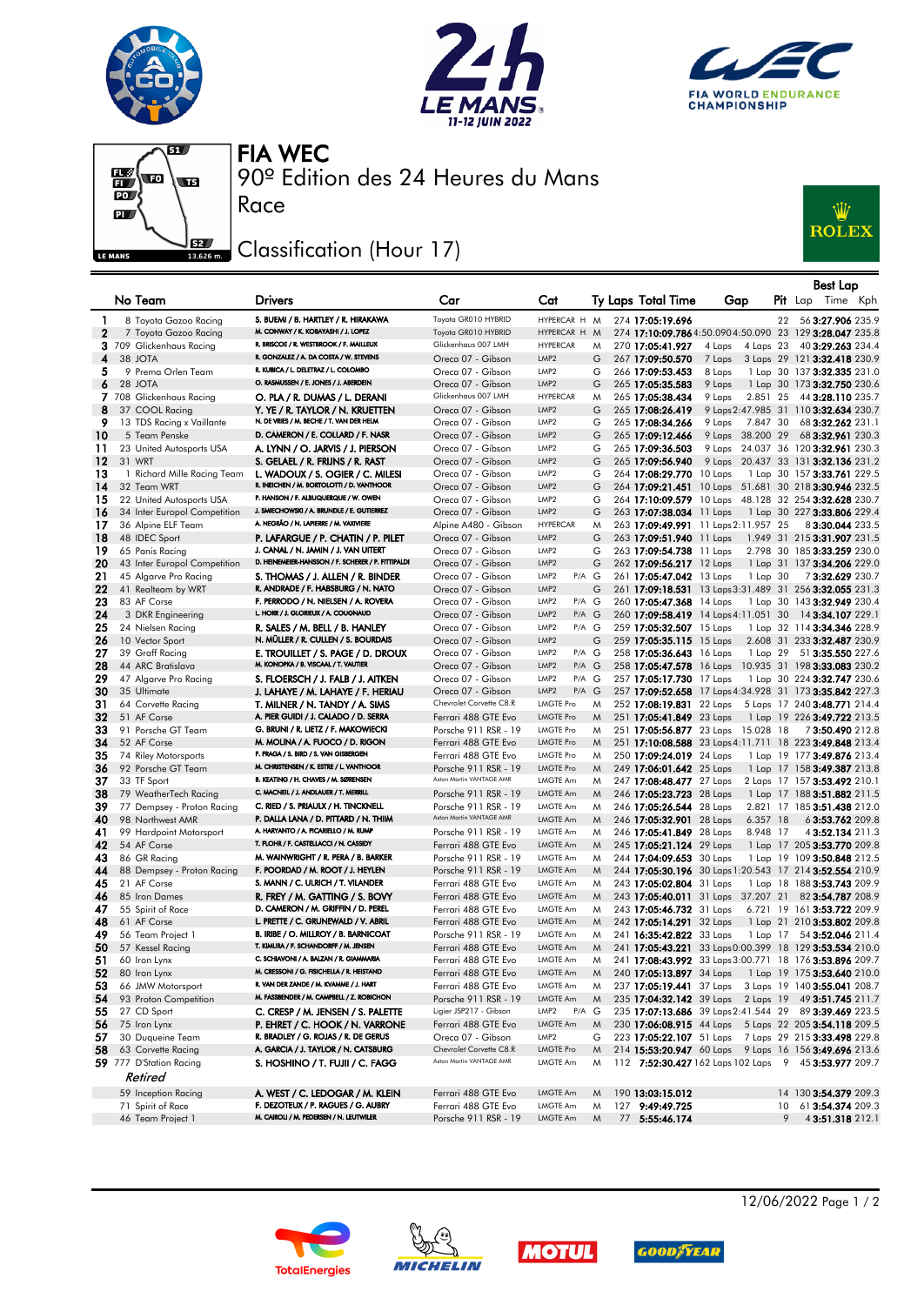# FIA WEC

## 90º Edition des 24 Heures du Mans

### Race

## Classification (Hour 17)

| | No | Team | Drivers | Car | Cat | | Ty | Laps | Total Time | Gap | | Pit | Best Lap Lap | Best Lap Time | Best Lap Kph |
|---|---|---|---|---|---|---|---|---|---|---|---|---|---|---|---|
| 1 | 8 | Toyota Gazoo Racing | S. BUEMI / B. HARTLEY / R. HIRAKAWA | Toyota GR010 HYBRID | HYPERCAR | H | M | 274 | 17:05:19.696 | | | 22 | 56 | 3:27.906 | 235.9 |
| 2 | 7 | Toyota Gazoo Racing | M. CONWAY / K. KOBAYASHI / J. LOPEZ | Toyota GR010 HYBRID | HYPERCAR | H | M | 274 | 17:10:09.786 | 4:50.090 | 4:50.090 | 23 | 129 | 3:28.047 | 235.8 |
| 3 | 709 | Glickenhaus Racing | R. BRISCOE / R. WESTBROOK / F. MAILLEUX | Glickenhaus 007 LMH | HYPERCAR | | M | 270 | 17:05:41.927 | 4 Laps | 4 Laps | 23 | 40 | 3:29.263 | 234.4 |
| 4 | 38 | JOTA | R. GONZALEZ / A. DA COSTA / W. STEVENS | Oreca 07 - Gibson | LMP2 | | G | 267 | 17:09:50.570 | 7 Laps | 3 Laps | 29 | 121 | 3:32.418 | 230.9 |
| 5 | 9 | Prema Orlen Team | R. KUBICA / L. DELETRAZ / L. COLOMBO | Oreca 07 - Gibson | LMP2 | | G | 266 | 17:09:53.453 | 8 Laps | 1 Lap | 30 | 137 | 3:32.335 | 231.0 |
| 6 | 28 | JOTA | O. RASMUSSEN / E. JONES / J. ABERDEIN | Oreca 07 - Gibson | LMP2 | | G | 265 | 17:05:35.583 | 9 Laps | 1 Lap | 30 | 173 | 3:32.750 | 230.6 |
| 7 | 708 | Glickenhaus Racing | O. PLA / R. DUMAS / L. DERANI | Glickenhaus 007 LMH | HYPERCAR | | M | 265 | 17:05:38.434 | 9 Laps | 2.851 | 25 | 14 | 3:28.110 | 235.7 |
| 8 | 37 | COOL Racing | Y. YE / R. TAYLOR / N. KRUETTEN | Oreca 07 - Gibson | LMP2 | | G | 265 | 17:08:26.419 | 9 Laps | 2:47.985 | 31 | 110 | 3:32.634 | 230.7 |
| 9 | 13 | TDS Racing x Vaillante | N. DE VRIES / M. BECHE / T. VAN DER HELM | Oreca 07 - Gibson | LMP2 | | G | 265 | 17:08:34.266 | 9 Laps | 7.847 | 30 | 68 | 3:32.262 | 231.1 |
| 10 | 5 | Team Penske | D. CAMERON / E. COLLARD / F. NASR | Oreca 07 - Gibson | LMP2 | | G | 265 | 17:09:12.466 | 9 Laps | 38.200 | 29 | 68 | 3:32.961 | 230.3 |
| 11 | 23 | United Autosports USA | A. LYNN / O. JARVIS / J. PIERSON | Oreca 07 - Gibson | LMP2 | | G | 265 | 17:09:36.503 | 9 Laps | 24.037 | 36 | 120 | 3:32.961 | 230.3 |
| 12 | 31 | WRT | S. GELAEL / R. FRIJNS / R. RAST | Oreca 07 - Gibson | LMP2 | | G | 265 | 17:09:56.940 | 9 Laps | 20.437 | 33 | 131 | 3:32.136 | 231.2 |
| 13 | 1 | Richard Mille Racing Team | L. WADOUX / S. OGIER / C. MILESI | Oreca 07 - Gibson | LMP2 | | G | 264 | 17:08:29.770 | 10 Laps | 1 Lap | 30 | 157 | 3:33.761 | 229.5 |
| 14 | 32 | Team WRT | R. INEICHEN / M. BORTOLOTTI / D. VANTHOOR | Oreca 07 - Gibson | LMP2 | | G | 264 | 17:09:21.451 | 10 Laps | 51.681 | 30 | 218 | 3:30.946 | 232.5 |
| 15 | 22 | United Autosports USA | P. HANSON / F. ALBUQUERQUE / W. OWEN | Oreca 07 - Gibson | LMP2 | | G | 264 | 17:10:09.579 | 10 Laps | 48.128 | 32 | 254 | 3:32.628 | 230.7 |
| 16 | 34 | Inter Europol Competition | J. SMIECHOWSKI / A. BRUNDLE / E. GUTIERREZ | Oreca 07 - Gibson | LMP2 | | G | 263 | 17:07:38.034 | 11 Laps | 1 Lap | 30 | 227 | 3:33.806 | 229.4 |
| 17 | 36 | Alpine ELF Team | A. NEGRÃO / N. LAPIERRE / M. VAXIVIERE | Alpine A480 - Gibson | HYPERCAR | | M | 263 | 17:09:49.991 | 11 Laps | 2:11.957 | 25 | 8 | 3:30.044 | 233.5 |
| 18 | 48 | IDEC Sport | P. LAFARGUE / P. CHATIN / P. PILET | Oreca 07 - Gibson | LMP2 | | G | 263 | 17:09:51.940 | 11 Laps | 1.949 | 31 | 215 | 3:31.907 | 231.5 |
| 19 | 65 | Panis Racing | J. CANAL / N. JAMIN / J. VAN UITERT | Oreca 07 - Gibson | LMP2 | | G | 263 | 17:09:54.738 | 11 Laps | 2.798 | 30 | 185 | 3:33.259 | 230.0 |
| 20 | 43 | Inter Europol Competition | D. HEINEMEIER-HANSSON / F. SCHERER / P. FITTIPALDI | Oreca 07 - Gibson | LMP2 | | G | 262 | 17:09:56.217 | 12 Laps | 1 Lap | 31 | 137 | 3:34.206 | 229.0 |
| 21 | 45 | Algarve Pro Racing | S. THOMAS / J. ALLEN / R. BINDER | Oreca 07 - Gibson | LMP2 | P/A | G | 261 | 17:05:47.042 | 13 Laps | 1 Lap | 30 | 7 | 3:32.629 | 230.7 |
| 22 | 41 | Realteam by WRT | R. ANDRADE / F. HABSBURG / R. NATO | Oreca 07 - Gibson | LMP2 | | G | 261 | 17:09:18.531 | 13 Laps | 3:31.489 | 31 | 256 | 3:32.055 | 231.3 |
| 23 | 83 | AF Corse | F. PERRODO / N. NIELSEN / A. ROVERA | Oreca 07 - Gibson | LMP2 | P/A | G | 260 | 17:05:47.368 | 14 Laps | 1 Lap | 30 | 143 | 3:32.949 | 230.4 |
| 24 | 3 | DKR Engineering | L. HORR / J. GLORIEUX / A. COUGNAUD | Oreca 07 - Gibson | LMP2 | P/A | G | 260 | 17:09:58.419 | 14 Laps | 4:11.051 | 30 | 4 | 3:34.107 | 229.1 |
| 25 | 24 | Nielsen Racing | R. SALES / M. BELL / B. HANLEY | Oreca 07 - Gibson | LMP2 | P/A | G | 259 | 17:05:32.507 | 15 Laps | 1 Lap | 32 | 114 | 3:34.346 | 228.9 |
| 26 | 10 | Vector Sport | N. MÜLLER / R. CULLEN / S. BOURDAIS | Oreca 07 - Gibson | LMP2 | | G | 259 | 17:05:35.115 | 15 Laps | 2.608 | 31 | 233 | 3:32.487 | 230.9 |
| 27 | 39 | Graff Racing | E. TROUILLET / S. PAGE / D. DROUX | Oreca 07 - Gibson | LMP2 | P/A | G | 258 | 17:05:36.643 | 16 Laps | 1 Lap | 29 | 51 | 3:35.550 | 227.6 |
| 28 | 44 | ARC Bratislava | M. KONOPKA / B. VISCAAL / T. VAUTIER | Oreca 07 - Gibson | LMP2 | P/A | G | 258 | 17:05:47.578 | 16 Laps | 10.935 | 31 | 198 | 3:33.083 | 230.2 |
| 29 | 47 | Algarve Pro Racing | S. FLOERSCH / J. FALB / J. AITKEN | Oreca 07 - Gibson | LMP2 | P/A | G | 257 | 17:05:17.730 | 17 Laps | 1 Lap | 30 | 224 | 3:32.747 | 230.6 |
| 30 | 35 | Ultimate | J. LAHAYE / M. LAHAYE / F. HERIAU | Oreca 07 - Gibson | LMP2 | P/A | G | 257 | 17:09:52.658 | 17 Laps | 4:34.928 | 31 | 173 | 3:35.842 | 227.3 |
| 31 | 64 | Corvette Racing | T. MILNER / N. TANDY / A. SIMS | Chevrolet Corvette C8.R | LMGTE Pro | | M | 252 | 17:08:19.831 | 22 Laps | 5 Laps | 17 | 240 | 3:48.771 | 214.4 |
| 32 | 51 | AF Corse | A. PIER GUIDI / J. CALADO / D. SERRA | Ferrari 488 GTE Evo | LMGTE Pro | | M | 251 | 17:05:41.849 | 23 Laps | 1 Lap | 19 | 226 | 3:49.722 | 213.5 |
| 33 | 91 | Porsche GT Team | G. BRUNI / R. LIETZ / F. MAKOWIECKI | Porsche 911 RSR - 19 | LMGTE Pro | | M | 251 | 17:05:56.877 | 23 Laps | 15.028 | 18 | 7 | 3:50.490 | 212.8 |
| 34 | 52 | AF Corse | M. MOLINA / A. FUOCO / D. RIGON | Ferrari 488 GTE Evo | LMGTE Pro | | M | 251 | 17:10:08.588 | 23 Laps | 4:11.711 | 18 | 223 | 3:49.848 | 213.4 |
| 35 | 74 | Riley Motorsports | F. FRAGA / S. BIRD / S. VAN GISBERGEN | Ferrari 488 GTE Evo | LMGTE Pro | | M | 250 | 17:09:24.019 | 24 Laps | 1 Lap | 19 | 177 | 3:49.876 | 213.4 |
| 36 | 92 | Porsche GT Team | M. CHRISTENSEN / K. ESTRE / L. VANTHOOR | Porsche 911 RSR - 19 | LMGTE Pro | | M | 249 | 17:06:01.642 | 25 Laps | 1 Lap | 17 | 158 | 3:49.387 | 213.8 |
| 37 | 33 | TF Sport | B. KEATING / H. CHAVES / M. SØRENSEN | Aston Martin VANTAGE AMR | LMGTE Am | | M | 247 | 17:08:48.477 | 27 Laps | 2 Laps | 17 | 157 | 3:53.492 | 210.1 |
| 38 | 79 | WeatherTech Racing | C. MACNEIL / J. ANDLAUER / T. MERRILL | Porsche 911 RSR - 19 | LMGTE Am | | M | 246 | 17:05:23.723 | 28 Laps | 1 Lap | 17 | 188 | 3:51.882 | 211.5 |
| 39 | 77 | Dempsey - Proton Racing | C. RIED / S. PRIAULX / H. TINCKNELL | Porsche 911 RSR - 19 | LMGTE Am | | M | 246 | 17:05:26.544 | 28 Laps | 2.821 | 17 | 185 | 3:51.438 | 212.0 |
| 40 | 98 | Northwest AMR | P. DALLA LANA / D. PITTARD / N. THIIM | Aston Martin VANTAGE AMR | LMGTE Am | | M | 246 | 17:05:32.901 | 28 Laps | 6.357 | 18 | 6 | 3:53.762 | 209.8 |
| 41 | 99 | Hardpoint Motorsport | A. HARYANTO / A. PICARIELLO / M. RUMP | Porsche 911 RSR - 19 | LMGTE Am | | M | 246 | 17:05:41.849 | 28 Laps | 8.948 | 17 | 4 | 3:52.134 | 211.3 |
| 42 | 54 | AF Corse | T. FLOHR / F. CASTELLACCI / N. CASSIDY | Ferrari 488 GTE Evo | LMGTE Am | | M | 245 | 17:05:21.124 | 29 Laps | 1 Lap | 17 | 205 | 3:53.770 | 209.8 |
| 43 | 86 | GR Racing | M. WAINWRIGHT / R. PERA / B. BARKER | Porsche 911 RSR - 19 | LMGTE Am | | M | 244 | 17:04:09.653 | 30 Laps | 1 Lap | 19 | 109 | 3:50.848 | 212.5 |
| 44 | 88 | Dempsey - Proton Racing | F. POORDAD / M. ROOT / J. HEYLEN | Porsche 911 RSR - 19 | LMGTE Am | | M | 244 | 17:05:30.196 | 30 Laps | 1:20.543 | 17 | 214 | 3:52.554 | 210.9 |
| 45 | 21 | AF Corse | S. MANN / C. ULRICH / T. VILANDER | Ferrari 488 GTE Evo | LMGTE Am | | M | 243 | 17:05:02.804 | 31 Laps | 1 Lap | 18 | 188 | 3:53.743 | 209.9 |
| 46 | 85 | Iron Dames | R. FREY / M. GATTING / S. BOVY | Ferrari 488 GTE Evo | LMGTE Am | | M | 243 | 17:05:40.011 | 31 Laps | 37.207 | 21 | 82 | 3:54.787 | 208.9 |
| 47 | 55 | Spirit of Race | D. CAMERON / M. GRIFFIN / D. PEREL | Ferrari 488 GTE Evo | LMGTE Am | | M | 243 | 17:05:46.732 | 31 Laps | 6.721 | 19 | 161 | 3:53.722 | 209.9 |
| 48 | 61 | AF Corse | L. PRETTE / C. GRUNEWALD / V. ABRIL | Ferrari 488 GTE Evo | LMGTE Am | | M | 242 | 17:05:14.291 | 32 Laps | 1 Lap | 21 | 210 | 3:53.802 | 209.8 |
| 49 | 56 | Team Project 1 | B. IRIBE / O. MILLROY / B. BARNICOAT | Porsche 911 RSR - 19 | LMGTE Am | | M | 241 | 16:35:42.822 | 33 Laps | 1 Lap | 17 | 54 | 3:52.046 | 211.4 |
| 50 | 57 | Kessel Racing | T. KIMURA / F. SCHANDORFF / M. JENSEN | Ferrari 488 GTE Evo | LMGTE Am | | M | 241 | 17:05:43.221 | 33 Laps | 0:00.399 | 18 | 129 | 3:53.534 | 210.0 |
| 51 | 60 | Iron Lynx | C. SCHIAVONI / A. BALZAN / R. GIAMMARIA | Ferrari 488 GTE Evo | LMGTE Am | | M | 241 | 17:08:43.992 | 33 Laps | 3:00.771 | 18 | 176 | 3:53.896 | 209.7 |
| 52 | 80 | Iron Lynx | M. CRESSONI / G. FISICHELLA / R. HEISTAND | Ferrari 488 GTE Evo | LMGTE Am | | M | 240 | 17:05:13.897 | 34 Laps | 1 Lap | 19 | 175 | 3:53.640 | 210.0 |
| 53 | 66 | JMW Motorsport | R. VAN DER ZANDE / M. KVAMME / J. HART | Ferrari 488 GTE Evo | LMGTE Am | | M | 237 | 17:05:19.441 | 37 Laps | 3 Laps | 19 | 140 | 3:55.041 | 208.7 |
| 54 | 93 | Proton Competition | M. FASSBENDER / M. CAMPBELL / Z. ROBICHON | Porsche 911 RSR - 19 | LMGTE Am | | M | 235 | 17:04:32.142 | 39 Laps | 2 Laps | 19 | 49 | 3:51.745 | 211.7 |
| 55 | 27 | CD Sport | C. CRESP / M. JENSEN / S. PALETTE | Ligier JSP217 - Gibson | LMP2 | P/A | G | 235 | 17:07:13.686 | 39 Laps | 2:41.544 | 29 | 89 | 3:39.469 | 223.5 |
| 56 | 75 | Iron Lynx | P. EHRET / C. HOOK / N. VARRONE | Ferrari 488 GTE Evo | LMGTE Am | | M | 230 | 17:06:08.915 | 44 Laps | 5 Laps | 22 | 205 | 3:54.118 | 209.5 |
| 57 | 30 | Duqueine Team | R. BRADLEY / G. ROJAS / R. DE GERUS | Oreca 07 - Gibson | LMP2 | | G | 223 | 17:05:22.107 | 51 Laps | 7 Laps | 29 | 215 | 3:33.498 | 229.8 |
| 58 | 63 | Corvette Racing | A. GARCIA / J. TAYLOR / N. CATSBURG | Chevrolet Corvette C8.R | LMGTE Pro | | M | 214 | 15:53:20.947 | 60 Laps | 9 Laps | 16 | 156 | 3:49.696 | 213.6 |
| 59 | 777 | D'Station Racing | S. HOSHINO / T. FUJII / C. FAGG | Aston Martin VANTAGE AMR | LMGTE Am | | M | 112 | 7:52:30.427 | 162 Laps | 102 Laps | 9 | 45 | 3:53.977 | 209.7 |

*Retired*

| No | Team | Drivers | Car | Cat | Ty | Laps | Total Time | Pit | Best Lap Lap | Best Lap Time | Best Lap Kph |
|---|---|---|---|---|---|---|---|---|---|---|---|
| 59 | Inception Racing | A. WEST / C. LEDOGAR / M. KLEIN | Ferrari 488 GTE Evo | LMGTE Am | M | 190 | 13:03:15.012 | 14 | 130 | 3:54.379 | 209.3 |
| 71 | Spirit of Race | F. DEZOTEUX / P. RAGUES / G. AUBRY | Ferrari 488 GTE Evo | LMGTE Am | M | 127 | 9:49:49.725 | 10 | 61 | 3:54.374 | 209.3 |
| 46 | Team Project 1 | M. CAIROLI / M. PEDERSEN / N. LEUTWILER | Porsche 911 RSR - 19 | LMGTE Am | M | 77 | 5:55:46.174 | 9 | 4 | 3:51.318 | 212.1 |

12/06/2022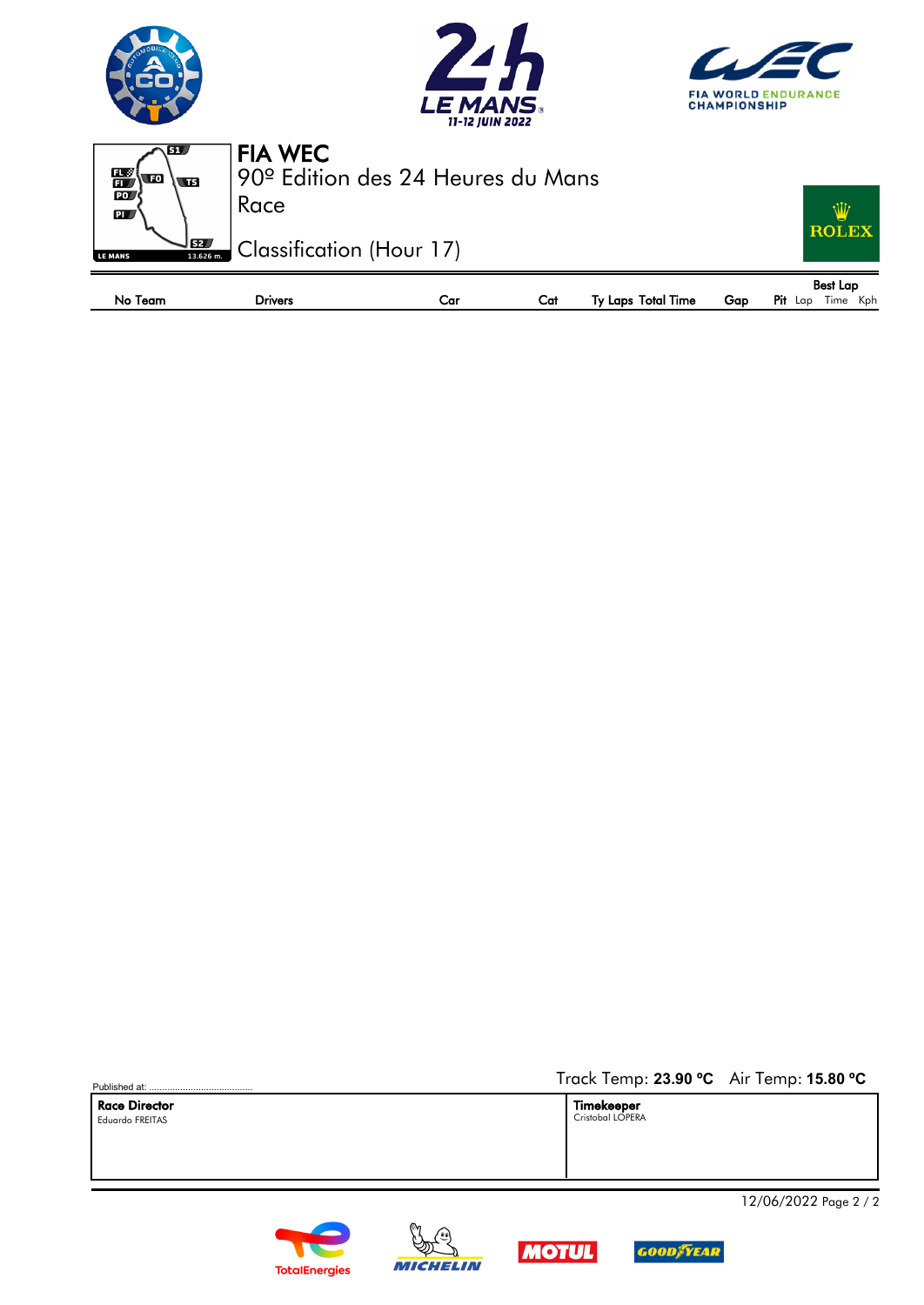# FIA WEC

90º Edition des 24 Heures du Mans

Race

Classification (Hour 17)

| No | Team | Drivers | Car | Cat | Ty | Laps | Total Time | Gap | Pit | Best Lap | | |
|---|---|---|---|---|---|---|---|---|---|---|---|---|
| | | | | | | | | | | Lap | Time | Kph |

Track Temp: **23.90 ºC** Air Temp: **15.80 ºC**

Published at: ........................................

| | |
|---|---|
| **Race Director**<br>Eduardo FREITAS | **Timekeeper**<br>Cristobal LOPERA |

12/06/2022